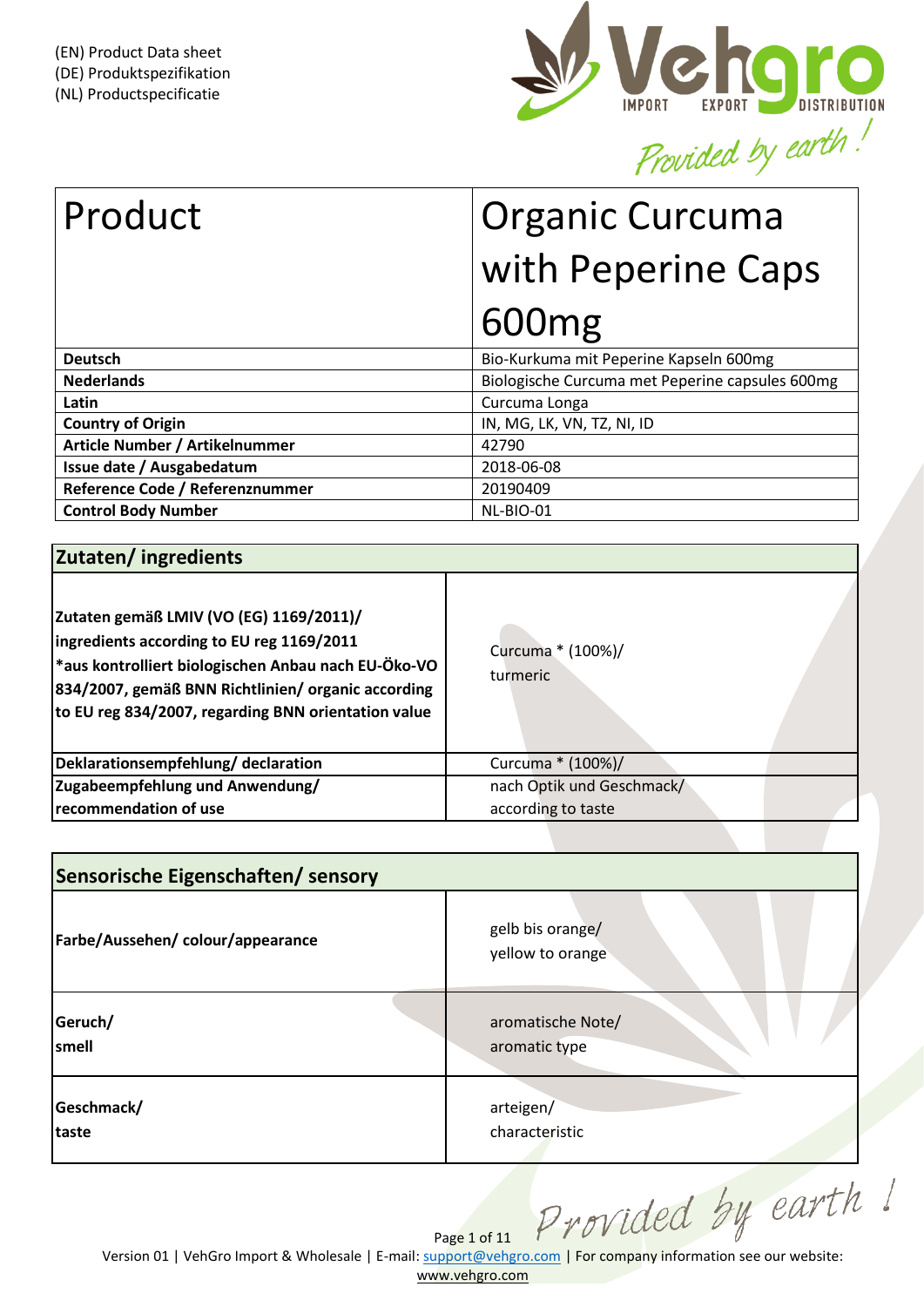(EN) Product Data sheet
(DE) Produktspezifikation
(NL) Productspecificatie

| Product | Organic Curcuma with Peperine Caps 600mg |
|---|---|
| **Deutsch** | Bio-Kurkuma mit Peperine Kapseln 600mg |
| **Nederlands** | Biologische Curcuma met Peperine capsules 600mg |
| **Latin** | Curcuma Longa |
| **Country of Origin** | IN, MG, LK, VN, TZ, NI, ID |
| **Article Number / Artikelnummer** | 42790 |
| **Issue date / Ausgabedatum** | 2018-06-08 |
| **Reference Code / Referenznummer** | 20190409 |
| **Control Body Number** | NL-BIO-01 |

## Zutaten/ ingredients

| | |
|---|---|
| **Zutaten gemäß LMIV (VO (EG) 1169/2011)/ ingredients according to EU reg 1169/2011 *aus kontrolliert biologischen Anbau nach EU-Öko-VO 834/2007, gemäß BNN Richtlinien/ organic according to EU reg 834/2007, regarding BNN orientation value** | Curcuma * (100%)/ turmeric |
| **Deklarationsempfehlung/ declaration** | Curcuma * (100%)/ |
| **Zugabeempfehlung und Anwendung/ recommendation of use** | nach Optik und Geschmack/ according to taste |

## Sensorische Eigenschaften/ sensory

| | |
|---|---|
| **Farbe/Aussehen/ colour/appearance** | gelb bis orange/ yellow to orange |
| **Geruch/ smell** | aromatische Note/ aromatic type |
| **Geschmack/ taste** | arteigen/ characteristic |

Version 01 | VehGro Import & Wholesale | E-mail: support@vehgro.com | For company information see our website: www.vehgro.com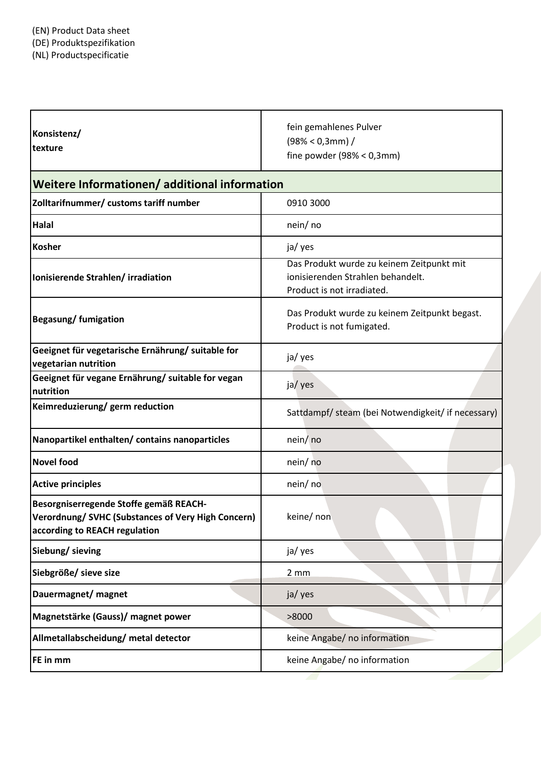(EN) Product Data sheet
(DE) Produktspezifikation
(NL) Productspecificatie

| | |
|---|---|
| **Konsistenz/ texture** | fein gemahlenes Pulver (98% < 0,3mm) / fine powder (98% < 0,3mm) |
| **Weitere Informationen/ additional information** | |
| **Zolltarifnummer/ customs tariff number** | 0910 3000 |
| **Halal** | nein/ no |
| **Kosher** | ja/ yes |
| **Ionisierende Strahlen/ irradiation** | Das Produkt wurde zu keinem Zeitpunkt mit ionisierenden Strahlen behandelt. Product is not irradiated. |
| **Begasung/ fumigation** | Das Produkt wurde zu keinem Zeitpunkt begast. Product is not fumigated. |
| **Geeignet für vegetarische Ernährung/ suitable for vegetarian nutrition** | ja/ yes |
| **Geeignet für vegane Ernährung/ suitable for vegan nutrition** | ja/ yes |
| **Keimreduzierung/ germ reduction** | Sattdampf/ steam (bei Notwendigkeit/ if necessary) |
| **Nanopartikel enthalten/ contains nanoparticles** | nein/ no |
| **Novel food** | nein/ no |
| **Active principles** | nein/ no |
| **Besorgniserregende Stoffe gemäß REACH-Verordnung/ SVHC (Substances of Very High Concern) according to REACH regulation** | keine/ non |
| **Siebung/ sieving** | ja/ yes |
| **Siebgröße/ sieve size** | 2 mm |
| **Dauermagnet/ magnet** | ja/ yes |
| **Magnetstärke (Gauss)/ magnet power** | >8000 |
| **Allmetallabscheidung/ metal detector** | keine Angabe/ no information |
| **FE in mm** | keine Angabe/ no information |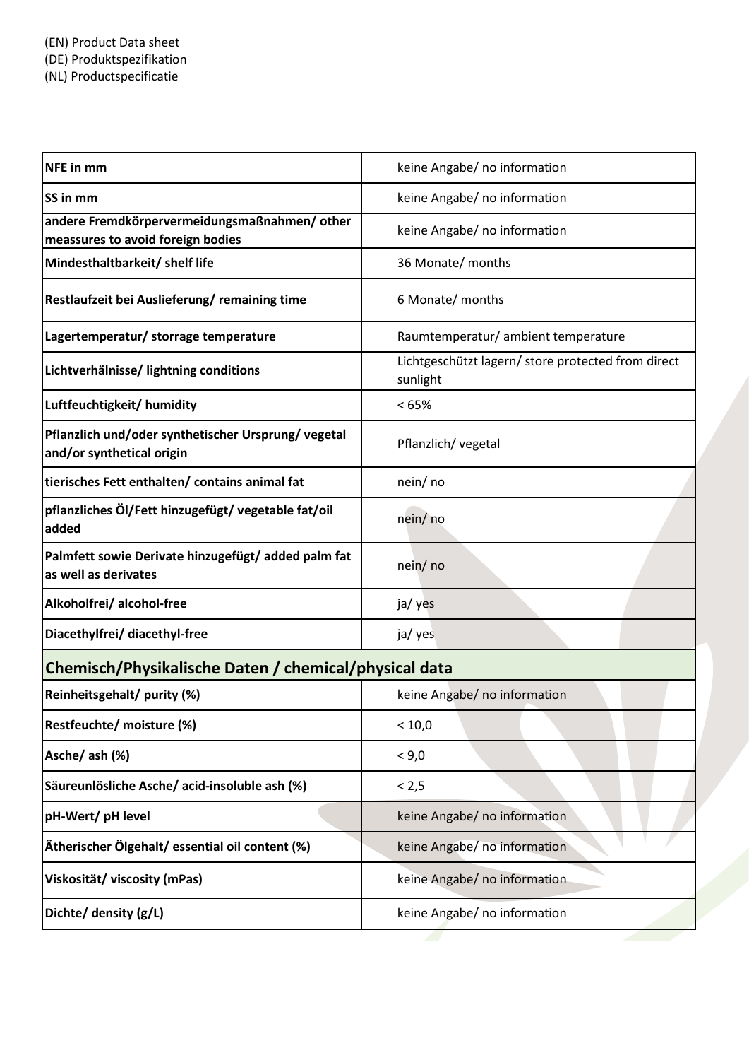(EN) Product Data sheet
(DE) Produktspezifikation
(NL) Productspecificatie

| | |
|---|---|
| **NFE in mm** | keine Angabe/ no information |
| **SS in mm** | keine Angabe/ no information |
| **andere Fremdkörpervermeidungsmaßnahmen/ other meassures to avoid foreign bodies** | keine Angabe/ no information |
| **Mindesthaltbarkeit/ shelf life** | 36 Monate/ months |
| **Restlaufzeit bei Auslieferung/ remaining time** | 6 Monate/ months |
| **Lagertemperatur/ storrage temperature** | Raumtemperatur/ ambient temperature |
| **Lichtverhälnisse/ lightning conditions** | Lichtgeschützt lagern/ store protected from direct sunlight |
| **Luftfeuchtigkeit/ humidity** | < 65% |
| **Pflanzlich und/oder synthetischer Ursprung/ vegetal and/or synthetical origin** | Pflanzlich/ vegetal |
| **tierisches Fett enthalten/ contains animal fat** | nein/ no |
| **pflanzliches Öl/Fett hinzugefügt/ vegetable fat/oil added** | nein/ no |
| **Palmfett sowie Derivate hinzugefügt/ added palm fat as well as derivates** | nein/ no |
| **Alkoholfrei/ alcohol-free** | ja/ yes |
| **Diacethylfrei/ diacethyl-free** | ja/ yes |

## Chemisch/Physikalische Daten / chemical/physical data

| | |
|---|---|
| **Reinheitsgehalt/ purity (%)** | keine Angabe/ no information |
| **Restfeuchte/ moisture (%)** | < 10,0 |
| **Asche/ ash (%)** | < 9,0 |
| **Säureunlösliche Asche/ acid-insoluble ash (%)** | < 2,5 |
| **pH-Wert/ pH level** | keine Angabe/ no information |
| **Ätherischer Ölgehalt/ essential oil content (%)** | keine Angabe/ no information |
| **Viskosität/ viscosity (mPas)** | keine Angabe/ no information |
| **Dichte/ density (g/L)** | keine Angabe/ no information |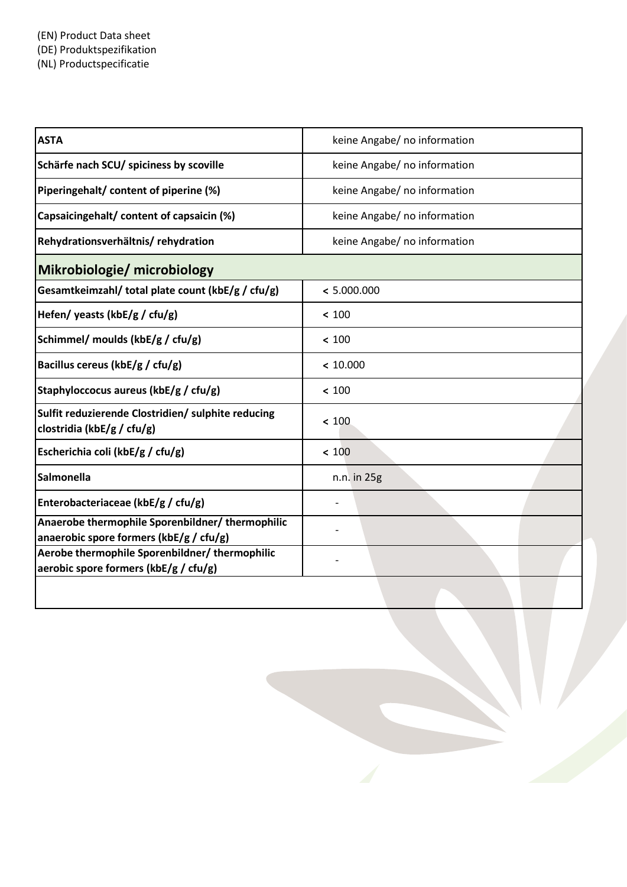(EN) Product Data sheet
(DE) Produktspezifikation
(NL) Productspecificatie

| | |
|---|---|
| **ASTA** | keine Angabe/ no information |
| **Schärfe nach SCU/ spiciness by scoville** | keine Angabe/ no information |
| **Piperingehalt/ content of piperine (%)** | keine Angabe/ no information |
| **Capsaicingehalt/ content of capsaicin (%)** | keine Angabe/ no information |
| **Rehydrationsverhältnis/ rehydration** | keine Angabe/ no information |
| **Mikrobiologie/ microbiology** | |
| **Gesamtkeimzahl/ total plate count (kbE/g / cfu/g)** | < 5.000.000 |
| **Hefen/ yeasts (kbE/g / cfu/g)** | < 100 |
| **Schimmel/ moulds (kbE/g / cfu/g)** | < 100 |
| **Bacillus cereus (kbE/g / cfu/g)** | < 10.000 |
| **Staphyloccocus aureus (kbE/g / cfu/g)** | < 100 |
| **Sulfit reduzierende Clostridien/ sulphite reducing clostridia (kbE/g / cfu/g)** | < 100 |
| **Escherichia coli (kbE/g / cfu/g)** | < 100 |
| **Salmonella** | n.n. in 25g |
| **Enterobacteriaceae (kbE/g / cfu/g)** | - |
| **Anaerobe thermophile Sporenbildner/ thermophilic anaerobic spore formers (kbE/g / cfu/g)** | - |
| **Aerobe thermophile Sporenbildner/ thermophilic aerobic spore formers (kbE/g / cfu/g)** | - |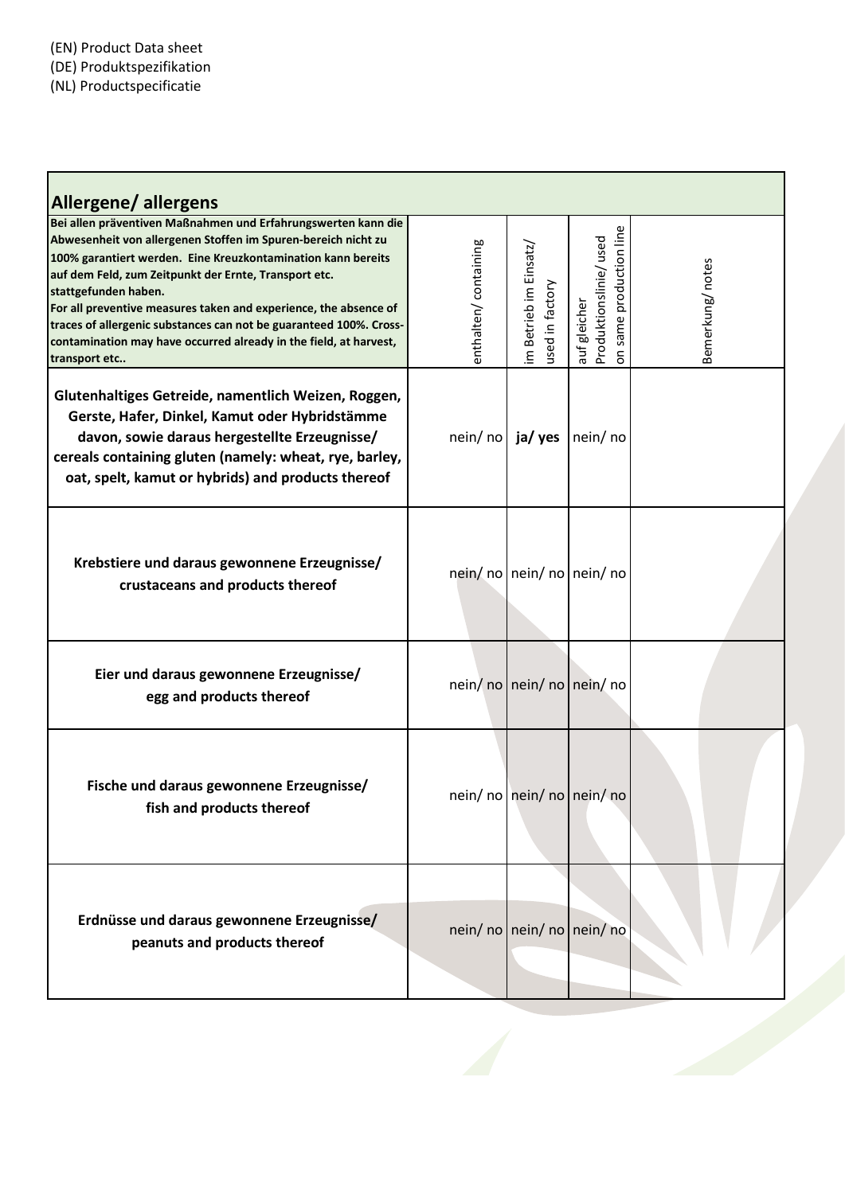(EN) Product Data sheet
(DE) Produktspezifikation
(NL) Productspecificatie

## Allergene/ allergens

| **Bei allen präventiven Maßnahmen und Erfahrungswerten kann die Abwesenheit von allergenen Stoffen im Spuren-bereich nicht zu 100% garantiert werden. Eine Kreuzkontamination kann bereits auf dem Feld, zum Zeitpunkt der Ernte, Transport etc. stattgefunden haben. For all preventive measures taken and experience, the absence of traces of allergenic substances can not be guaranteed 100%. Cross-contamination may have occurred already in the field, at harvest, transport etc..** | enthalten/ containing | im Betrieb im Einsatz/ used in factory | auf gleicher Produktionslinie/ used on same production line | Bemerkung/ notes |
|---|---|---|---|---|
| **Glutenhaltiges Getreide, namentlich Weizen, Roggen, Gerste, Hafer, Dinkel, Kamut oder Hybridstämme davon, sowie daraus hergestellte Erzeugnisse/ cereals containing gluten (namely: wheat, rye, barley, oat, spelt, kamut or hybrids) and products thereof** | nein/ no | **ja/ yes** | nein/ no | |
| **Krebstiere und daraus gewonnene Erzeugnisse/ crustaceans and products thereof** | nein/ no | nein/ no | nein/ no | |
| **Eier und daraus gewonnene Erzeugnisse/ egg and products thereof** | nein/ no | nein/ no | nein/ no | |
| **Fische und daraus gewonnene Erzeugnisse/ fish and products thereof** | nein/ no | nein/ no | nein/ no | |
| **Erdnüsse und daraus gewonnene Erzeugnisse/ peanuts and products thereof** | nein/ no | nein/ no | nein/ no | |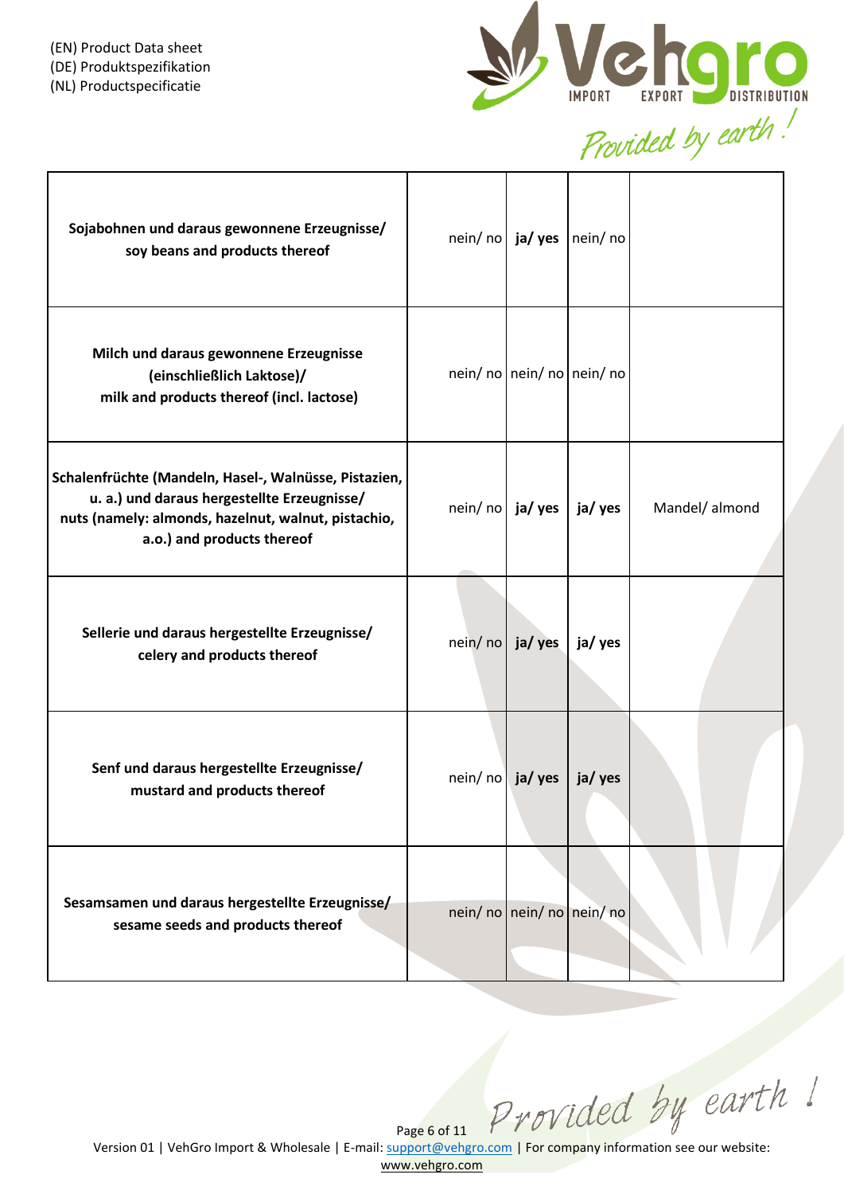(EN) Product Data sheet
(DE) Produktspezifikation
(NL) Productspecificatie

| | | | | |
|---|---|---|---|---|
| **Sojabohnen und daraus gewonnene Erzeugnisse/ soy beans and products thereof** | nein/ no | **ja/ yes** | nein/ no | |
| **Milch und daraus gewonnene Erzeugnisse (einschließlich Laktose)/ milk and products thereof (incl. lactose)** | nein/ no | nein/ no | nein/ no | |
| **Schalenfrüchte (Mandeln, Hasel-, Walnüsse, Pistazien, u. a.) und daraus hergestellte Erzeugnisse/ nuts (namely: almonds, hazelnut, walnut, pistachio, a.o.) and products thereof** | nein/ no | **ja/ yes** | **ja/ yes** | Mandel/ almond |
| **Sellerie und daraus hergestellte Erzeugnisse/ celery and products thereof** | nein/ no | **ja/ yes** | **ja/ yes** | |
| **Senf und daraus hergestellte Erzeugnisse/ mustard and products thereof** | nein/ no | **ja/ yes** | **ja/ yes** | |
| **Sesamsamen und daraus hergestellte Erzeugnisse/ sesame seeds and products thereof** | nein/ no | nein/ no | nein/ no | |